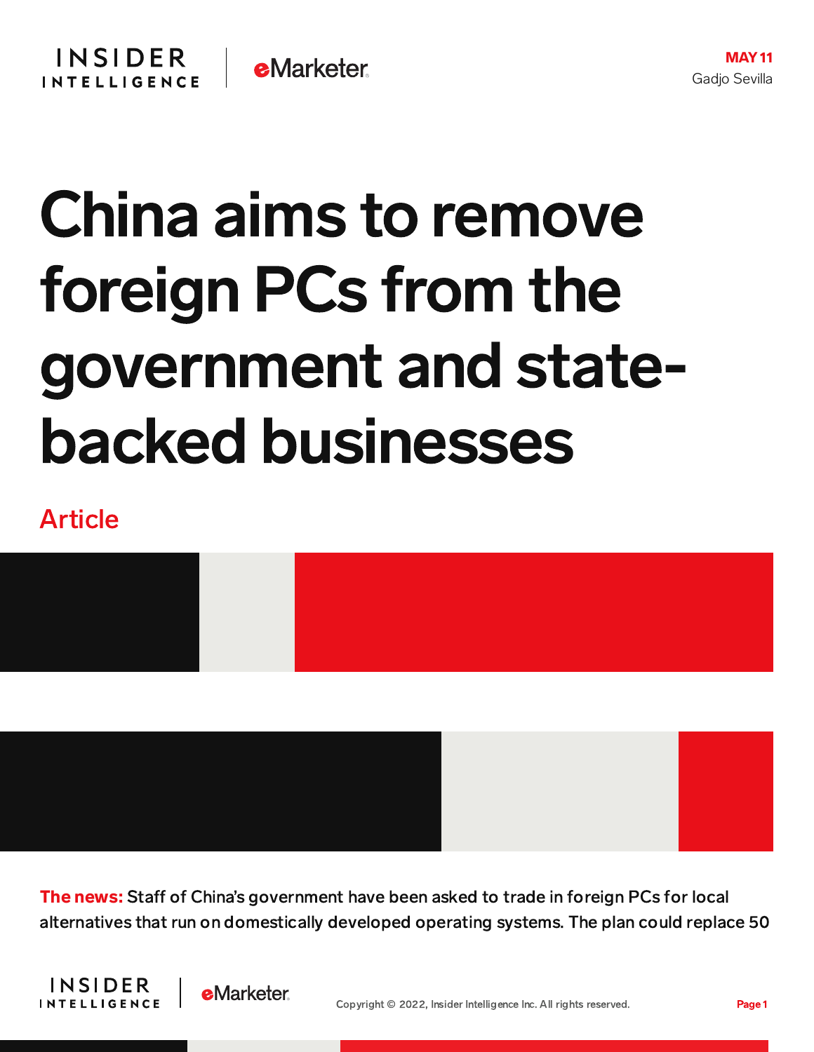MAY 11
Gadjo Sevilla

# China aims to remove foreign PCs from the government and state-backed businesses

Article

**The news:** Staff of China's government have been asked to trade in foreign PCs for local alternatives that run on domestically developed operating systems. The plan could replace 50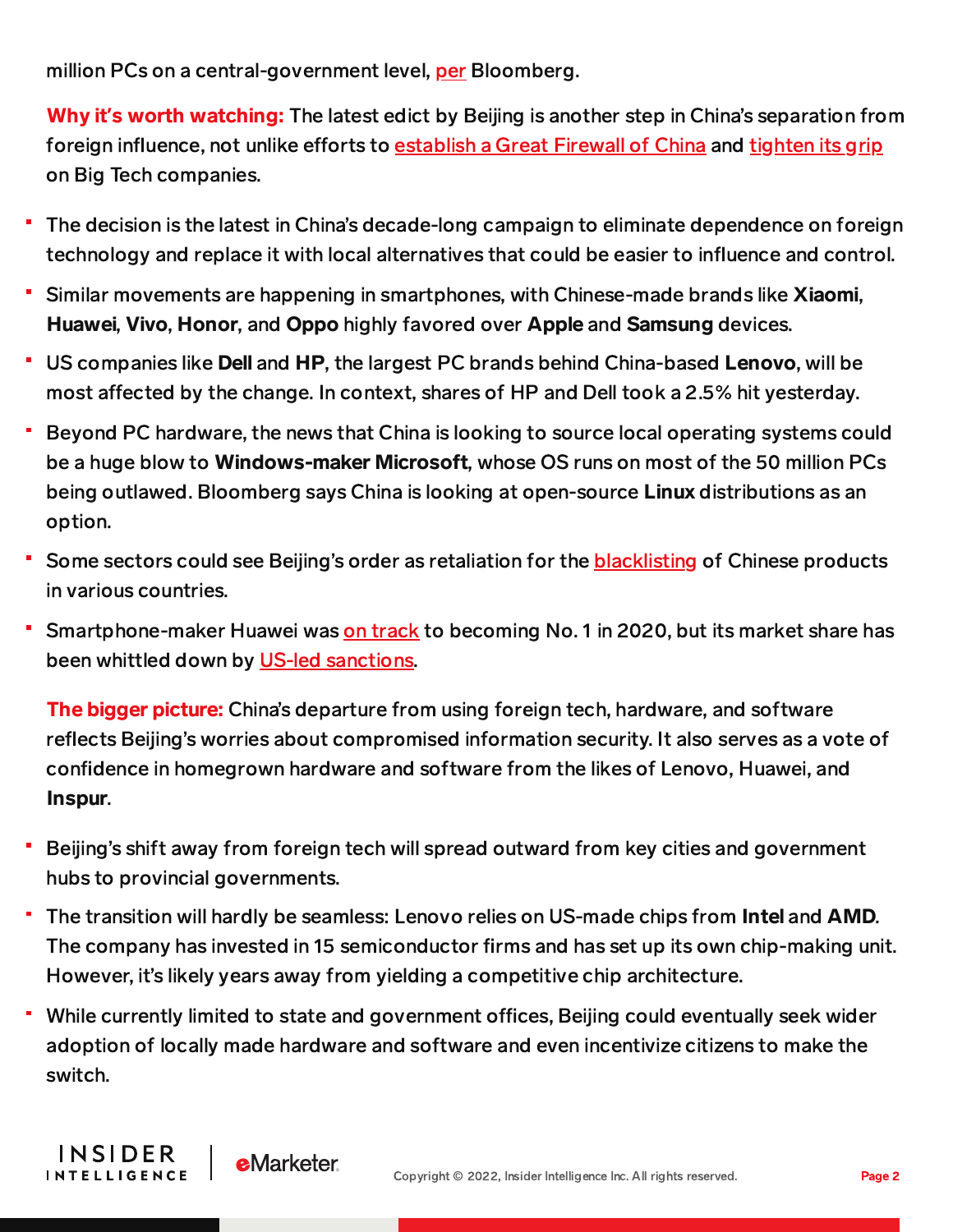million PCs on a central-government level, per Bloomberg.

**Why it's worth watching:** The latest edict by Beijing is another step in China's separation from foreign influence, not unlike efforts to establish a Great Firewall of China and tighten its grip on Big Tech companies.

- The decision is the latest in China's decade-long campaign to eliminate dependence on foreign technology and replace it with local alternatives that could be easier to influence and control.
- Similar movements are happening in smartphones, with Chinese-made brands like **Xiaomi**, **Huawei**, **Vivo**, **Honor**, and **Oppo** highly favored over **Apple** and **Samsung** devices.
- US companies like **Dell** and **HP**, the largest PC brands behind China-based **Lenovo**, will be most affected by the change. In context, shares of HP and Dell took a 2.5% hit yesterday.
- Beyond PC hardware, the news that China is looking to source local operating systems could be a huge blow to **Windows-maker Microsoft**, whose OS runs on most of the 50 million PCs being outlawed. Bloomberg says China is looking at open-source **Linux** distributions as an option.
- Some sectors could see Beijing's order as retaliation for the blacklisting of Chinese products in various countries.
- Smartphone-maker Huawei was on track to becoming No. 1 in 2020, but its market share has been whittled down by US-led sanctions.

**The bigger picture:** China's departure from using foreign tech, hardware, and software reflects Beijing's worries about compromised information security. It also serves as a vote of confidence in homegrown hardware and software from the likes of Lenovo, Huawei, and **Inspur**.

- Beijing's shift away from foreign tech will spread outward from key cities and government hubs to provincial governments.
- The transition will hardly be seamless: Lenovo relies on US-made chips from **Intel** and **AMD**. The company has invested in 15 semiconductor firms and has set up its own chip-making unit. However, it's likely years away from yielding a competitive chip architecture.
- While currently limited to state and government offices, Beijing could eventually seek wider adoption of locally made hardware and software and even incentivize citizens to make the switch.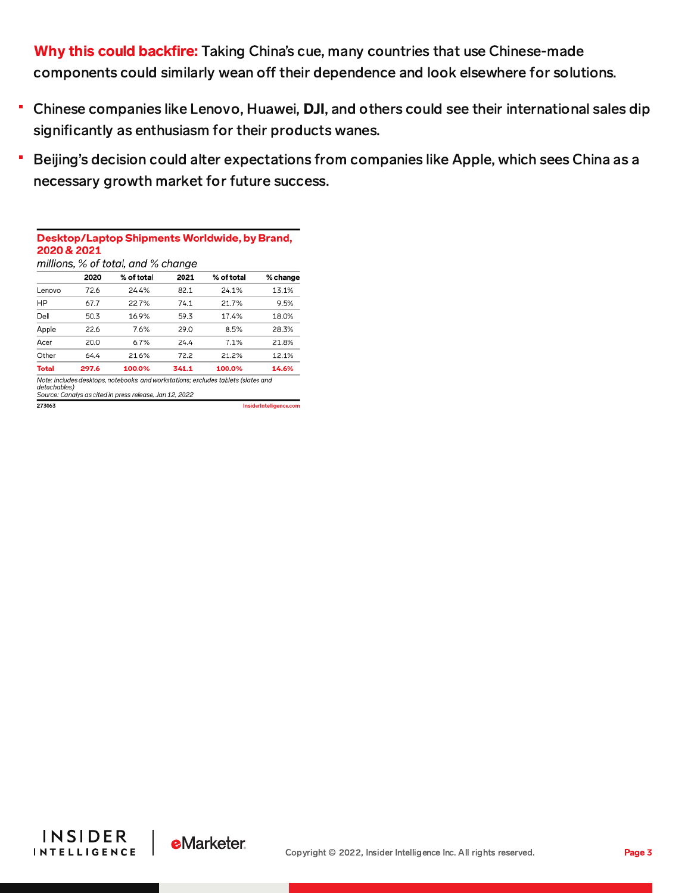**Why this could backfire:** Taking China's cue, many countries that use Chinese-made components could similarly wean off their dependence and look elsewhere for solutions.

- Chinese companies like Lenovo, Huawei, **DJI**, and others could see their international sales dip significantly as enthusiasm for their products wanes.
- Beijing's decision could alter expectations from companies like Apple, which sees China as a necessary growth market for future success.

**Desktop/Laptop Shipments Worldwide, by Brand, 2020 & 2021**

*millions, % of total, and % change*

| | 2020 | % of total | 2021 | % of total | % change |
|---|---|---|---|---|---|
| Lenovo | 72.6 | 24.4% | 82.1 | 24.1% | 13.1% |
| HP | 67.7 | 22.7% | 74.1 | 21.7% | 9.5% |
| Dell | 50.3 | 16.9% | 59.3 | 17.4% | 18.0% |
| Apple | 22.6 | 7.6% | 29.0 | 8.5% | 28.3% |
| Acer | 20.0 | 6.7% | 24.4 | 7.1% | 21.8% |
| Other | 64.4 | 21.6% | 72.2 | 21.2% | 12.1% |
| **Total** | **297.6** | **100.0%** | **341.1** | **100.0%** | **14.6%** |

*Note: includes desktops, notebooks, and workstations; excludes tablets (slates and detachables)*
*Source: Canalys as cited in press release, Jan 12, 2022*

273063 InsiderIntelligence.com